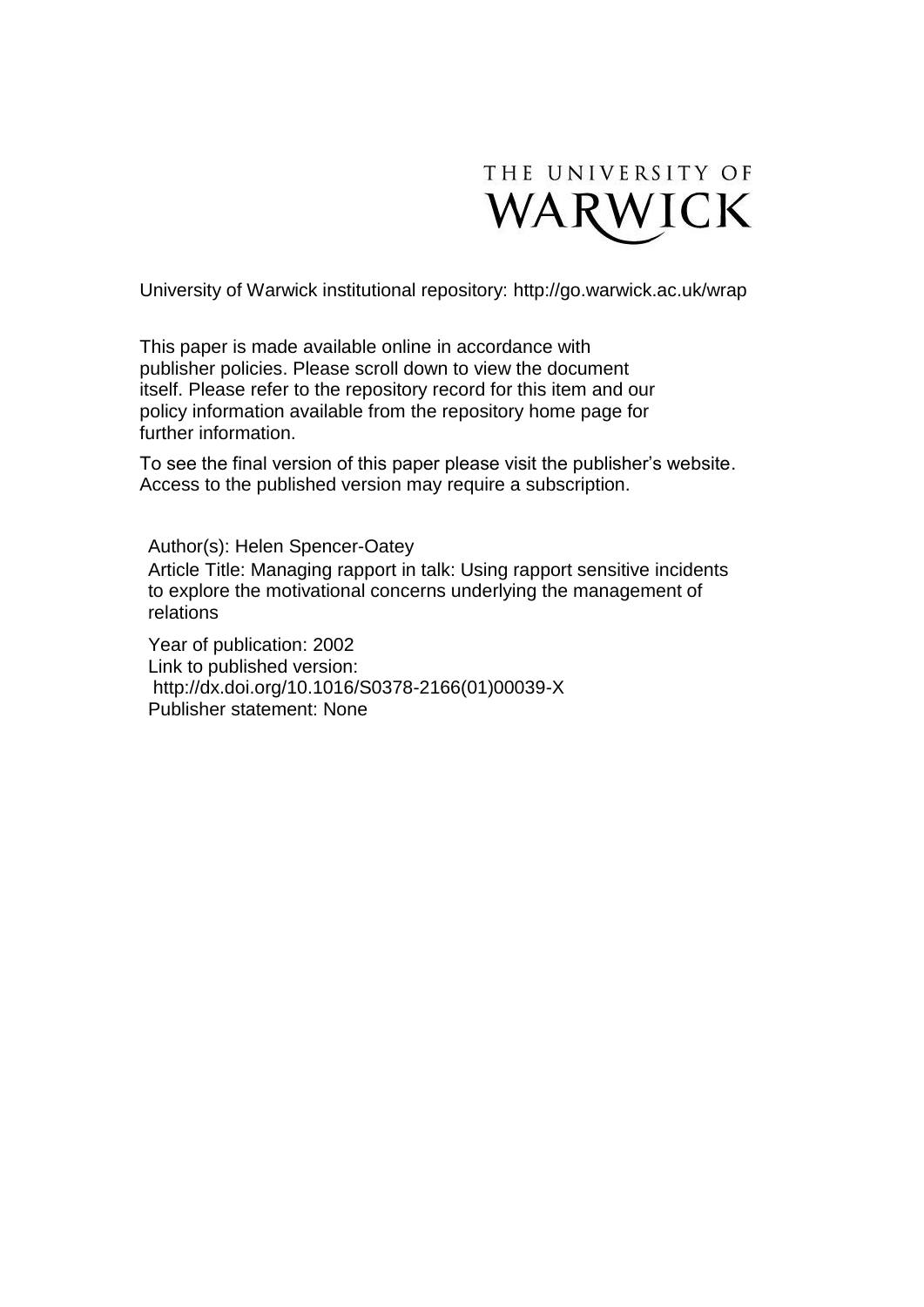THE UNIVERSITY OF
WARWICK

University of Warwick institutional repository: http://go.warwick.ac.uk/wrap

This paper is made available online in accordance with publisher policies. Please scroll down to view the document itself. Please refer to the repository record for this item and our policy information available from the repository home page for further information.

To see the final version of this paper please visit the publisher's website. Access to the published version may require a subscription.

Author(s): Helen Spencer-Oatey

Article Title: Managing rapport in talk: Using rapport sensitive incidents to explore the motivational concerns underlying the management of relations

Year of publication: 2002

Link to published version: http://dx.doi.org/10.1016/S0378-2166(01)00039-X

Publisher statement: None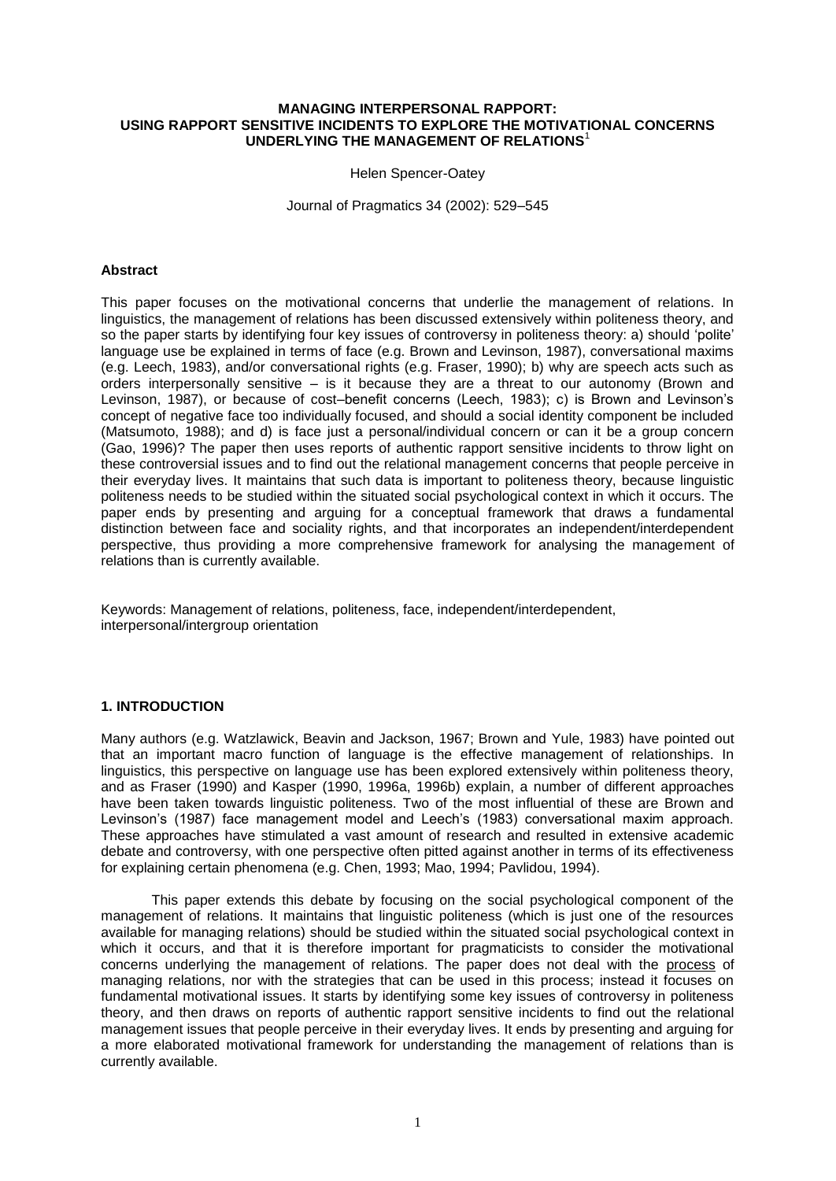**MANAGING INTERPERSONAL RAPPORT: USING RAPPORT SENSITIVE INCIDENTS TO EXPLORE THE MOTIVATIONAL CONCERNS UNDERLYING THE MANAGEMENT OF RELATIONS**[1]

Helen Spencer-Oatey

Journal of Pragmatics 34 (2002): 529–545

### Abstract

This paper focuses on the motivational concerns that underlie the management of relations. In linguistics, the management of relations has been discussed extensively within politeness theory, and so the paper starts by identifying four key issues of controversy in politeness theory: a) should 'polite' language use be explained in terms of face (e.g. Brown and Levinson, 1987), conversational maxims (e.g. Leech, 1983), and/or conversational rights (e.g. Fraser, 1990); b) why are speech acts such as orders interpersonally sensitive – is it because they are a threat to our autonomy (Brown and Levinson, 1987), or because of cost–benefit concerns (Leech, 1983); c) is Brown and Levinson's concept of negative face too individually focused, and should a social identity component be included (Matsumoto, 1988); and d) is face just a personal/individual concern or can it be a group concern (Gao, 1996)? The paper then uses reports of authentic rapport sensitive incidents to throw light on these controversial issues and to find out the relational management concerns that people perceive in their everyday lives. It maintains that such data is important to politeness theory, because linguistic politeness needs to be studied within the situated social psychological context in which it occurs. The paper ends by presenting and arguing for a conceptual framework that draws a fundamental distinction between face and sociality rights, and that incorporates an independent/interdependent perspective, thus providing a more comprehensive framework for analysing the management of relations than is currently available.

Keywords: Management of relations, politeness, face, independent/interdependent, interpersonal/intergroup orientation

### 1. INTRODUCTION

Many authors (e.g. Watzlawick, Beavin and Jackson, 1967; Brown and Yule, 1983) have pointed out that an important macro function of language is the effective management of relationships. In linguistics, this perspective on language use has been explored extensively within politeness theory, and as Fraser (1990) and Kasper (1990, 1996a, 1996b) explain, a number of different approaches have been taken towards linguistic politeness. Two of the most influential of these are Brown and Levinson's (1987) face management model and Leech's (1983) conversational maxim approach. These approaches have stimulated a vast amount of research and resulted in extensive academic debate and controversy, with one perspective often pitted against another in terms of its effectiveness for explaining certain phenomena (e.g. Chen, 1993; Mao, 1994; Pavlidou, 1994).

This paper extends this debate by focusing on the social psychological component of the management of relations. It maintains that linguistic politeness (which is just one of the resources available for managing relations) should be studied within the situated social psychological context in which it occurs, and that it is therefore important for pragmaticists to consider the motivational concerns underlying the management of relations. The paper does not deal with the process of managing relations, nor with the strategies that can be used in this process; instead it focuses on fundamental motivational issues. It starts by identifying some key issues of controversy in politeness theory, and then draws on reports of authentic rapport sensitive incidents to find out the relational management issues that people perceive in their everyday lives. It ends by presenting and arguing for a more elaborated motivational framework for understanding the management of relations than is currently available.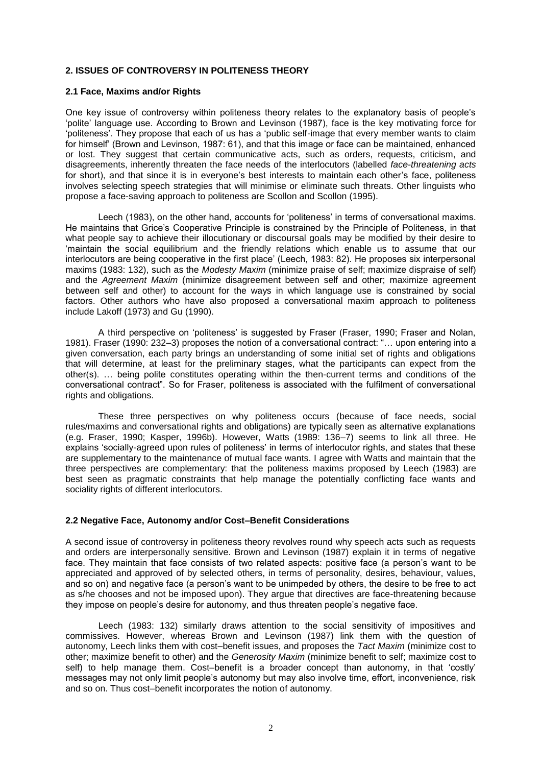### 2. ISSUES OF CONTROVERSY IN POLITENESS THEORY

#### 2.1 Face, Maxims and/or Rights

One key issue of controversy within politeness theory relates to the explanatory basis of people's 'polite' language use. According to Brown and Levinson (1987), face is the key motivating force for 'politeness'. They propose that each of us has a 'public self-image that every member wants to claim for himself' (Brown and Levinson, 1987: 61), and that this image or face can be maintained, enhanced or lost. They suggest that certain communicative acts, such as orders, requests, criticism, and disagreements, inherently threaten the face needs of the interlocutors (labelled *face-threatening acts* for short), and that since it is in everyone's best interests to maintain each other's face, politeness involves selecting speech strategies that will minimise or eliminate such threats. Other linguists who propose a face-saving approach to politeness are Scollon and Scollon (1995).

Leech (1983), on the other hand, accounts for 'politeness' in terms of conversational maxims. He maintains that Grice's Cooperative Principle is constrained by the Principle of Politeness, in that what people say to achieve their illocutionary or discoursal goals may be modified by their desire to 'maintain the social equilibrium and the friendly relations which enable us to assume that our interlocutors are being cooperative in the first place' (Leech, 1983: 82). He proposes six interpersonal maxims (1983: 132), such as the *Modesty Maxim* (minimize praise of self; maximize dispraise of self) and the *Agreement Maxim* (minimize disagreement between self and other; maximize agreement between self and other) to account for the ways in which language use is constrained by social factors. Other authors who have also proposed a conversational maxim approach to politeness include Lakoff (1973) and Gu (1990).

A third perspective on 'politeness' is suggested by Fraser (Fraser, 1990; Fraser and Nolan, 1981). Fraser (1990: 232–3) proposes the notion of a conversational contract: "… upon entering into a given conversation, each party brings an understanding of some initial set of rights and obligations that will determine, at least for the preliminary stages, what the participants can expect from the other(s). … being polite constitutes operating within the then-current terms and conditions of the conversational contract". So for Fraser, politeness is associated with the fulfilment of conversational rights and obligations.

These three perspectives on why politeness occurs (because of face needs, social rules/maxims and conversational rights and obligations) are typically seen as alternative explanations (e.g. Fraser, 1990; Kasper, 1996b). However, Watts (1989: 136–7) seems to link all three. He explains 'socially-agreed upon rules of politeness' in terms of interlocutor rights, and states that these are supplementary to the maintenance of mutual face wants. I agree with Watts and maintain that the three perspectives are complementary: that the politeness maxims proposed by Leech (1983) are best seen as pragmatic constraints that help manage the potentially conflicting face wants and sociality rights of different interlocutors.

#### 2.2 Negative Face, Autonomy and/or Cost–Benefit Considerations

A second issue of controversy in politeness theory revolves round why speech acts such as requests and orders are interpersonally sensitive. Brown and Levinson (1987) explain it in terms of negative face. They maintain that face consists of two related aspects: positive face (a person's want to be appreciated and approved of by selected others, in terms of personality, desires, behaviour, values, and so on) and negative face (a person's want to be unimpeded by others, the desire to be free to act as s/he chooses and not be imposed upon). They argue that directives are face-threatening because they impose on people's desire for autonomy, and thus threaten people's negative face.

Leech (1983: 132) similarly draws attention to the social sensitivity of impositives and commissives. However, whereas Brown and Levinson (1987) link them with the question of autonomy, Leech links them with cost–benefit issues, and proposes the *Tact Maxim* (minimize cost to other; maximize benefit to other) and the *Generosity Maxim* (minimize benefit to self; maximize cost to self) to help manage them. Cost–benefit is a broader concept than autonomy, in that 'costly' messages may not only limit people's autonomy but may also involve time, effort, inconvenience, risk and so on. Thus cost–benefit incorporates the notion of autonomy.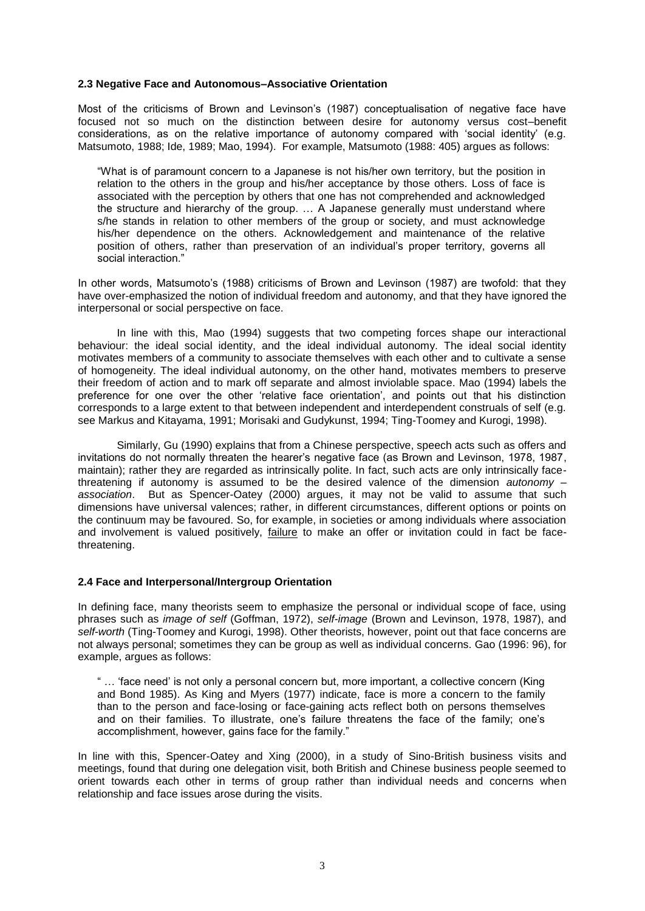### 2.3 Negative Face and Autonomous–Associative Orientation

Most of the criticisms of Brown and Levinson's (1987) conceptualisation of negative face have focused not so much on the distinction between desire for autonomy versus cost–benefit considerations, as on the relative importance of autonomy compared with 'social identity' (e.g. Matsumoto, 1988; Ide, 1989; Mao, 1994). For example, Matsumoto (1988: 405) argues as follows:

> "What is of paramount concern to a Japanese is not his/her own territory, but the position in relation to the others in the group and his/her acceptance by those others. Loss of face is associated with the perception by others that one has not comprehended and acknowledged the structure and hierarchy of the group. … A Japanese generally must understand where s/he stands in relation to other members of the group or society, and must acknowledge his/her dependence on the others. Acknowledgement and maintenance of the relative position of others, rather than preservation of an individual's proper territory, governs all social interaction."

In other words, Matsumoto's (1988) criticisms of Brown and Levinson (1987) are twofold: that they have over-emphasized the notion of individual freedom and autonomy, and that they have ignored the interpersonal or social perspective on face.

In line with this, Mao (1994) suggests that two competing forces shape our interactional behaviour: the ideal social identity, and the ideal individual autonomy. The ideal social identity motivates members of a community to associate themselves with each other and to cultivate a sense of homogeneity. The ideal individual autonomy, on the other hand, motivates members to preserve their freedom of action and to mark off separate and almost inviolable space. Mao (1994) labels the preference for one over the other 'relative face orientation', and points out that his distinction corresponds to a large extent to that between independent and interdependent construals of self (e.g. see Markus and Kitayama, 1991; Morisaki and Gudykunst, 1994; Ting-Toomey and Kurogi, 1998).

Similarly, Gu (1990) explains that from a Chinese perspective, speech acts such as offers and invitations do not normally threaten the hearer's negative face (as Brown and Levinson, 1978, 1987, maintain); rather they are regarded as intrinsically polite. In fact, such acts are only intrinsically face-threatening if autonomy is assumed to be the desired valence of the dimension *autonomy – association*. But as Spencer-Oatey (2000) argues, it may not be valid to assume that such dimensions have universal valences; rather, in different circumstances, different options or points on the continuum may be favoured. So, for example, in societies or among individuals where association and involvement is valued positively, <u>failure</u> to make an offer or invitation could in fact be face-threatening.

### 2.4 Face and Interpersonal/Intergroup Orientation

In defining face, many theorists seem to emphasize the personal or individual scope of face, using phrases such as *image of self* (Goffman, 1972), *self-image* (Brown and Levinson, 1978, 1987), and *self-worth* (Ting-Toomey and Kurogi, 1998). Other theorists, however, point out that face concerns are not always personal; sometimes they can be group as well as individual concerns. Gao (1996: 96), for example, argues as follows:

> " … 'face need' is not only a personal concern but, more important, a collective concern (King and Bond 1985). As King and Myers (1977) indicate, face is more a concern to the family than to the person and face-losing or face-gaining acts reflect both on persons themselves and on their families. To illustrate, one's failure threatens the face of the family; one's accomplishment, however, gains face for the family."

In line with this, Spencer-Oatey and Xing (2000), in a study of Sino-British business visits and meetings, found that during one delegation visit, both British and Chinese business people seemed to orient towards each other in terms of group rather than individual needs and concerns when relationship and face issues arose during the visits.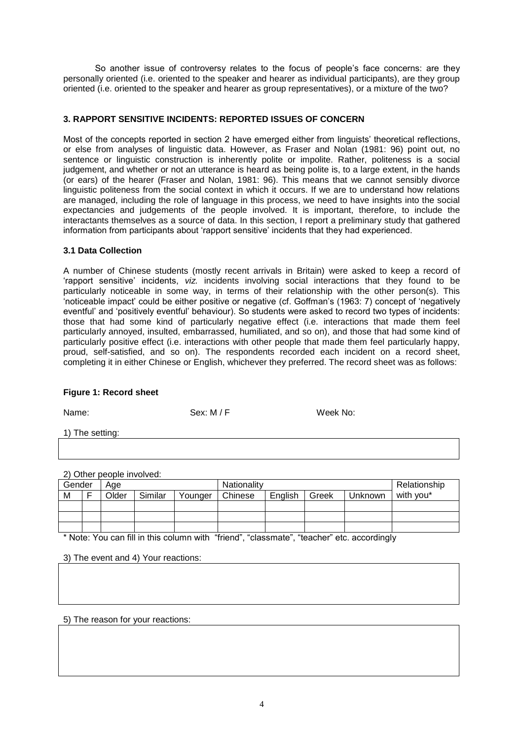So another issue of controversy relates to the focus of people's face concerns: are they personally oriented (i.e. oriented to the speaker and hearer as individual participants), are they group oriented (i.e. oriented to the speaker and hearer as group representatives), or a mixture of the two?

## 3. RAPPORT SENSITIVE INCIDENTS: REPORTED ISSUES OF CONCERN

Most of the concepts reported in section 2 have emerged either from linguists' theoretical reflections, or else from analyses of linguistic data. However, as Fraser and Nolan (1981: 96) point out, no sentence or linguistic construction is inherently polite or impolite. Rather, politeness is a social judgement, and whether or not an utterance is heard as being polite is, to a large extent, in the hands (or ears) of the hearer (Fraser and Nolan, 1981: 96). This means that we cannot sensibly divorce linguistic politeness from the social context in which it occurs. If we are to understand how relations are managed, including the role of language in this process, we need to have insights into the social expectancies and judgements of the people involved. It is important, therefore, to include the interactants themselves as a source of data. In this section, I report a preliminary study that gathered information from participants about 'rapport sensitive' incidents that they had experienced.

### 3.1 Data Collection

A number of Chinese students (mostly recent arrivals in Britain) were asked to keep a record of 'rapport sensitive' incidents, *viz.* incidents involving social interactions that they found to be particularly noticeable in some way, in terms of their relationship with the other person(s). This 'noticeable impact' could be either positive or negative (cf. Goffman's (1963: 7) concept of 'negatively eventful' and 'positively eventful' behaviour). So students were asked to record two types of incidents: those that had some kind of particularly negative effect (i.e. interactions that made them feel particularly annoyed, insulted, embarrassed, humiliated, and so on), and those that had some kind of particularly positive effect (i.e. interactions with other people that made them feel particularly happy, proud, self-satisfied, and so on). The respondents recorded each incident on a record sheet, completing it in either Chinese or English, whichever they preferred. The record sheet was as follows:

**Figure 1: Record sheet**

Name: Sex: M / F Week No:

1) The setting:

2) Other people involved:

| Gender | | Age | | | Nationality | | | | Relationship with you* |
|---|---|---|---|---|---|---|---|---|---|
| M | F | Older | Similar | Younger | Chinese | English | Greek | Unknown | |
| | | | | | | | | | |
| | | | | | | | | | |
| | | | | | | | | | |

\* Note: You can fill in this column with "friend", "classmate", "teacher" etc. accordingly

3) The event and 4) Your reactions:

5) The reason for your reactions: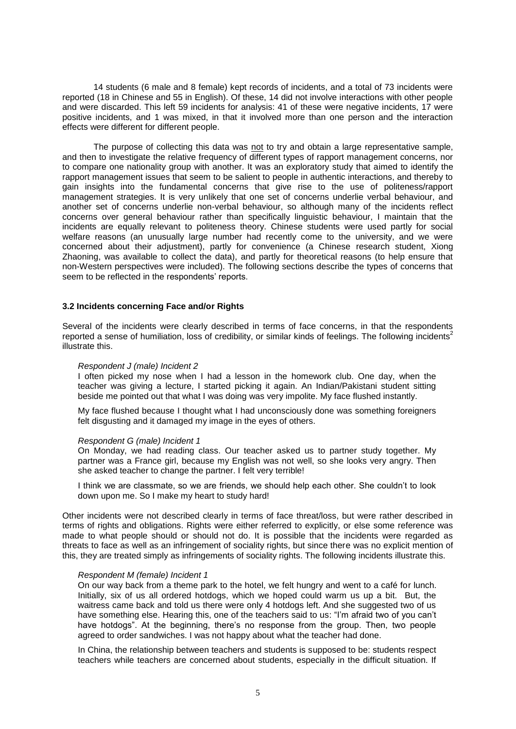14 students (6 male and 8 female) kept records of incidents, and a total of 73 incidents were reported (18 in Chinese and 55 in English). Of these, 14 did not involve interactions with other people and were discarded. This left 59 incidents for analysis: 41 of these were negative incidents, 17 were positive incidents, and 1 was mixed, in that it involved more than one person and the interaction effects were different for different people.

The purpose of collecting this data was not to try and obtain a large representative sample, and then to investigate the relative frequency of different types of rapport management concerns, nor to compare one nationality group with another. It was an exploratory study that aimed to identify the rapport management issues that seem to be salient to people in authentic interactions, and thereby to gain insights into the fundamental concerns that give rise to the use of politeness/rapport management strategies. It is very unlikely that one set of concerns underlie verbal behaviour, and another set of concerns underlie non-verbal behaviour, so although many of the incidents reflect concerns over general behaviour rather than specifically linguistic behaviour, I maintain that the incidents are equally relevant to politeness theory. Chinese students were used partly for social welfare reasons (an unusually large number had recently come to the university, and we were concerned about their adjustment), partly for convenience (a Chinese research student, Xiong Zhaoning, was available to collect the data), and partly for theoretical reasons (to help ensure that non-Western perspectives were included). The following sections describe the types of concerns that seem to be reflected in the respondents' reports.

### 3.2 Incidents concerning Face and/or Rights

Several of the incidents were clearly described in terms of face concerns, in that the respondents reported a sense of humiliation, loss of credibility, or similar kinds of feelings. The following incidents[2] illustrate this.

> *Respondent J (male) Incident 2*
>
> I often picked my nose when I had a lesson in the homework club. One day, when the teacher was giving a lecture, I started picking it again. An Indian/Pakistani student sitting beside me pointed out that what I was doing was very impolite. My face flushed instantly.
>
> My face flushed because I thought what I had unconsciously done was something foreigners felt disgusting and it damaged my image in the eyes of others.

> *Respondent G (male) Incident 1*
>
> On Monday, we had reading class. Our teacher asked us to partner study together. My partner was a France girl, because my English was not well, so she looks very angry. Then she asked teacher to change the partner. I felt very terrible!
>
> I think we are classmate, so we are friends, we should help each other. She couldn't to look down upon me. So I make my heart to study hard!

Other incidents were not described clearly in terms of face threat/loss, but were rather described in terms of rights and obligations. Rights were either referred to explicitly, or else some reference was made to what people should or should not do. It is possible that the incidents were regarded as threats to face as well as an infringement of sociality rights, but since there was no explicit mention of this, they are treated simply as infringements of sociality rights. The following incidents illustrate this.

> *Respondent M (female) Incident 1*
>
> On our way back from a theme park to the hotel, we felt hungry and went to a café for lunch. Initially, six of us all ordered hotdogs, which we hoped could warm us up a bit. But, the waitress came back and told us there were only 4 hotdogs left. And she suggested two of us have something else. Hearing this, one of the teachers said to us: "I'm afraid two of you can't have hotdogs". At the beginning, there's no response from the group. Then, two people agreed to order sandwiches. I was not happy about what the teacher had done.
>
> In China, the relationship between teachers and students is supposed to be: students respect teachers while teachers are concerned about students, especially in the difficult situation. If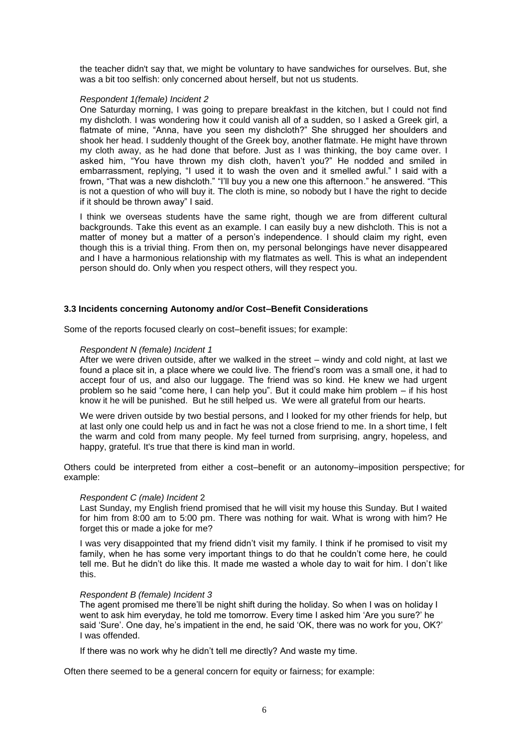the teacher didn't say that, we might be voluntary to have sandwiches for ourselves. But, she was a bit too selfish: only concerned about herself, but not us students.

*Respondent 1(female) Incident 2*

One Saturday morning, I was going to prepare breakfast in the kitchen, but I could not find my dishcloth. I was wondering how it could vanish all of a sudden, so I asked a Greek girl, a flatmate of mine, "Anna, have you seen my dishcloth?" She shrugged her shoulders and shook her head. I suddenly thought of the Greek boy, another flatmate. He might have thrown my cloth away, as he had done that before. Just as I was thinking, the boy came over. I asked him, "You have thrown my dish cloth, haven't you?" He nodded and smiled in embarrassment, replying, "I used it to wash the oven and it smelled awful." I said with a frown, "That was a new dishcloth." "I'll buy you a new one this afternoon." he answered. "This is not a question of who will buy it. The cloth is mine, so nobody but I have the right to decide if it should be thrown away" I said.

I think we overseas students have the same right, though we are from different cultural backgrounds. Take this event as an example. I can easily buy a new dishcloth. This is not a matter of money but a matter of a person's independence. I should claim my right, even though this is a trivial thing. From then on, my personal belongings have never disappeared and I have a harmonious relationship with my flatmates as well. This is what an independent person should do. Only when you respect others, will they respect you.

### 3.3 Incidents concerning Autonomy and/or Cost–Benefit Considerations

Some of the reports focused clearly on cost–benefit issues; for example:

*Respondent N (female) Incident 1*

After we were driven outside, after we walked in the street – windy and cold night, at last we found a place sit in, a place where we could live. The friend's room was a small one, it had to accept four of us, and also our luggage. The friend was so kind. He knew we had urgent problem so he said "come here, I can help you". But it could make him problem – if his host know it he will be punished. But he still helped us. We were all grateful from our hearts.

We were driven outside by two bestial persons, and I looked for my other friends for help, but at last only one could help us and in fact he was not a close friend to me. In a short time, I felt the warm and cold from many people. My feel turned from surprising, angry, hopeless, and happy, grateful. It's true that there is kind man in world.

Others could be interpreted from either a cost–benefit or an autonomy–imposition perspective; for example:

*Respondent C (male) Incident* 2

Last Sunday, my English friend promised that he will visit my house this Sunday. But I waited for him from 8:00 am to 5:00 pm. There was nothing for wait. What is wrong with him? He forget this or made a joke for me?

I was very disappointed that my friend didn't visit my family. I think if he promised to visit my family, when he has some very important things to do that he couldn't come here, he could tell me. But he didn't do like this. It made me wasted a whole day to wait for him. I don't like this.

*Respondent B (female) Incident 3*

The agent promised me there'll be night shift during the holiday. So when I was on holiday I went to ask him everyday, he told me tomorrow. Every time I asked him 'Are you sure?' he said 'Sure'. One day, he's impatient in the end, he said 'OK, there was no work for you, OK?' I was offended.

If there was no work why he didn't tell me directly? And waste my time.

Often there seemed to be a general concern for equity or fairness; for example: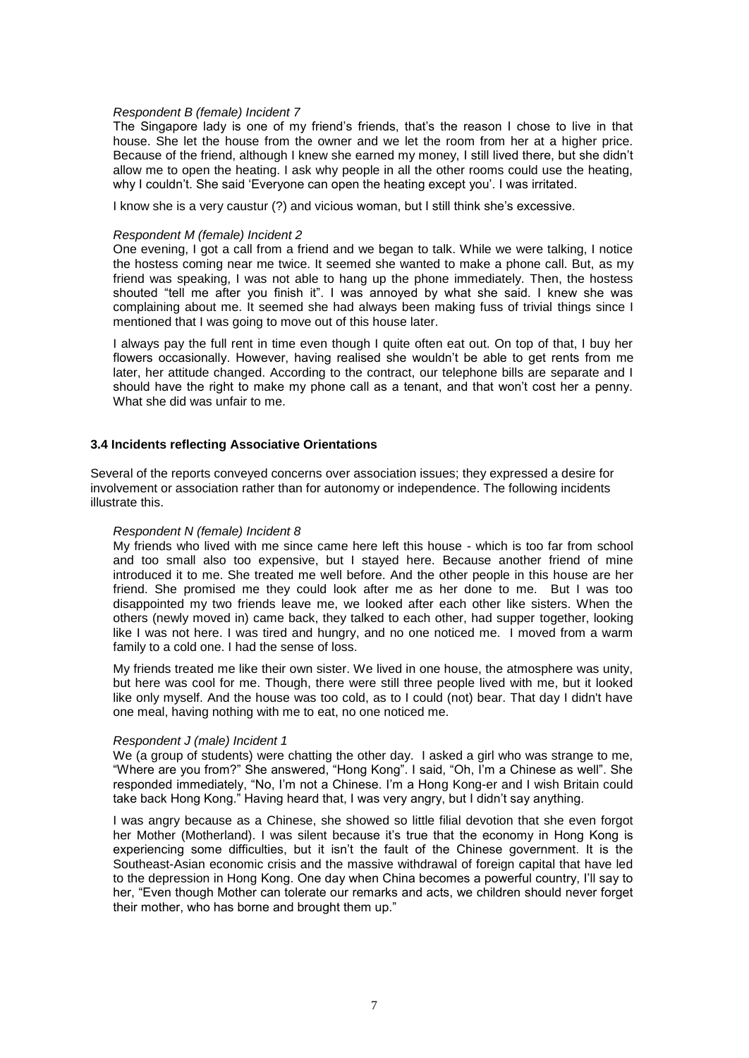*Respondent B (female) Incident 7*

The Singapore lady is one of my friend's friends, that's the reason I chose to live in that house. She let the house from the owner and we let the room from her at a higher price. Because of the friend, although I knew she earned my money, I still lived there, but she didn't allow me to open the heating. I ask why people in all the other rooms could use the heating, why I couldn't. She said 'Everyone can open the heating except you'. I was irritated.

I know she is a very caustur (?) and vicious woman, but I still think she's excessive.

*Respondent M (female) Incident 2*

One evening, I got a call from a friend and we began to talk. While we were talking, I notice the hostess coming near me twice. It seemed she wanted to make a phone call. But, as my friend was speaking, I was not able to hang up the phone immediately. Then, the hostess shouted "tell me after you finish it". I was annoyed by what she said. I knew she was complaining about me. It seemed she had always been making fuss of trivial things since I mentioned that I was going to move out of this house later.

I always pay the full rent in time even though I quite often eat out. On top of that, I buy her flowers occasionally. However, having realised she wouldn't be able to get rents from me later, her attitude changed. According to the contract, our telephone bills are separate and I should have the right to make my phone call as a tenant, and that won't cost her a penny. What she did was unfair to me.

### 3.4 Incidents reflecting Associative Orientations

Several of the reports conveyed concerns over association issues; they expressed a desire for involvement or association rather than for autonomy or independence. The following incidents illustrate this.

*Respondent N (female) Incident 8*

My friends who lived with me since came here left this house - which is too far from school and too small also too expensive, but I stayed here. Because another friend of mine introduced it to me. She treated me well before. And the other people in this house are her friend. She promised me they could look after me as her done to me. But I was too disappointed my two friends leave me, we looked after each other like sisters. When the others (newly moved in) came back, they talked to each other, had supper together, looking like I was not here. I was tired and hungry, and no one noticed me. I moved from a warm family to a cold one. I had the sense of loss.

My friends treated me like their own sister. We lived in one house, the atmosphere was unity, but here was cool for me. Though, there were still three people lived with me, but it looked like only myself. And the house was too cold, as to I could (not) bear. That day I didn't have one meal, having nothing with me to eat, no one noticed me.

*Respondent J (male) Incident 1*

We (a group of students) were chatting the other day. I asked a girl who was strange to me, "Where are you from?" She answered, "Hong Kong". I said, "Oh, I'm a Chinese as well". She responded immediately, "No, I'm not a Chinese. I'm a Hong Kong-er and I wish Britain could take back Hong Kong." Having heard that, I was very angry, but I didn't say anything.

I was angry because as a Chinese, she showed so little filial devotion that she even forgot her Mother (Motherland). I was silent because it's true that the economy in Hong Kong is experiencing some difficulties, but it isn't the fault of the Chinese government. It is the Southeast-Asian economic crisis and the massive withdrawal of foreign capital that have led to the depression in Hong Kong. One day when China becomes a powerful country, I'll say to her, "Even though Mother can tolerate our remarks and acts, we children should never forget their mother, who has borne and brought them up."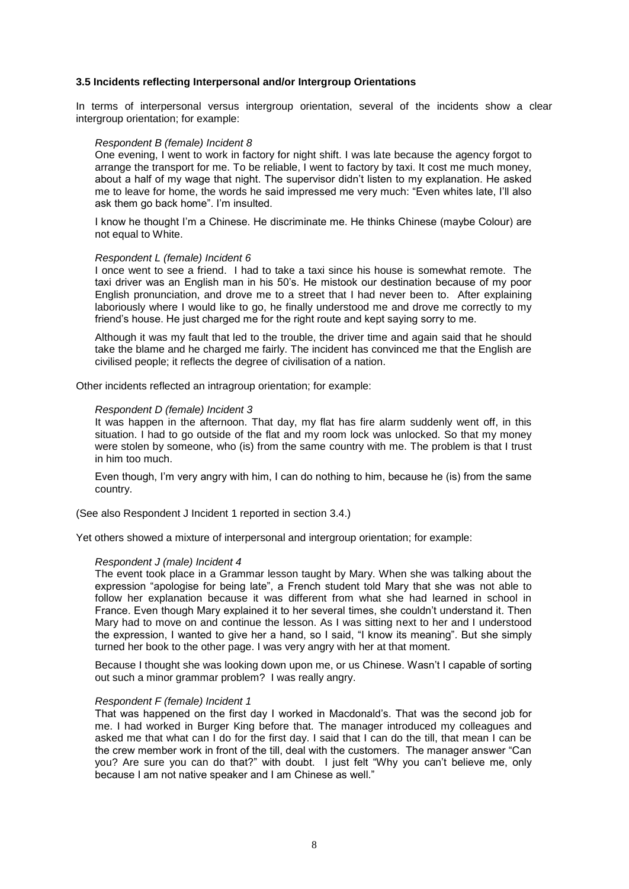### 3.5 Incidents reflecting Interpersonal and/or Intergroup Orientations

In terms of interpersonal versus intergroup orientation, several of the incidents show a clear intergroup orientation; for example:

> *Respondent B (female) Incident 8*
>
> One evening, I went to work in factory for night shift. I was late because the agency forgot to arrange the transport for me. To be reliable, I went to factory by taxi. It cost me much money, about a half of my wage that night. The supervisor didn't listen to my explanation. He asked me to leave for home, the words he said impressed me very much: "Even whites late, I'll also ask them go back home". I'm insulted.
>
> I know he thought I'm a Chinese. He discriminate me. He thinks Chinese (maybe Colour) are not equal to White.

> *Respondent L (female) Incident 6*
>
> I once went to see a friend. I had to take a taxi since his house is somewhat remote. The taxi driver was an English man in his 50's. He mistook our destination because of my poor English pronunciation, and drove me to a street that I had never been to. After explaining laboriously where I would like to go, he finally understood me and drove me correctly to my friend's house. He just charged me for the right route and kept saying sorry to me.
>
> Although it was my fault that led to the trouble, the driver time and again said that he should take the blame and he charged me fairly. The incident has convinced me that the English are civilised people; it reflects the degree of civilisation of a nation.

Other incidents reflected an intragroup orientation; for example:

> *Respondent D (female) Incident 3*
>
> It was happen in the afternoon. That day, my flat has fire alarm suddenly went off, in this situation. I had to go outside of the flat and my room lock was unlocked. So that my money were stolen by someone, who (is) from the same country with me. The problem is that I trust in him too much.
>
> Even though, I'm very angry with him, I can do nothing to him, because he (is) from the same country.

(See also Respondent J Incident 1 reported in section 3.4.)

Yet others showed a mixture of interpersonal and intergroup orientation; for example:

> *Respondent J (male) Incident 4*
>
> The event took place in a Grammar lesson taught by Mary. When she was talking about the expression "apologise for being late", a French student told Mary that she was not able to follow her explanation because it was different from what she had learned in school in France. Even though Mary explained it to her several times, she couldn't understand it. Then Mary had to move on and continue the lesson. As I was sitting next to her and I understood the expression, I wanted to give her a hand, so I said, "I know its meaning". But she simply turned her book to the other page. I was very angry with her at that moment.
>
> Because I thought she was looking down upon me, or us Chinese. Wasn't I capable of sorting out such a minor grammar problem? I was really angry.

> *Respondent F (female) Incident 1*
>
> That was happened on the first day I worked in Macdonald's. That was the second job for me. I had worked in Burger King before that. The manager introduced my colleagues and asked me that what can I do for the first day. I said that I can do the till, that mean I can be the crew member work in front of the till, deal with the customers. The manager answer "Can you? Are sure you can do that?" with doubt. I just felt "Why you can't believe me, only because I am not native speaker and I am Chinese as well."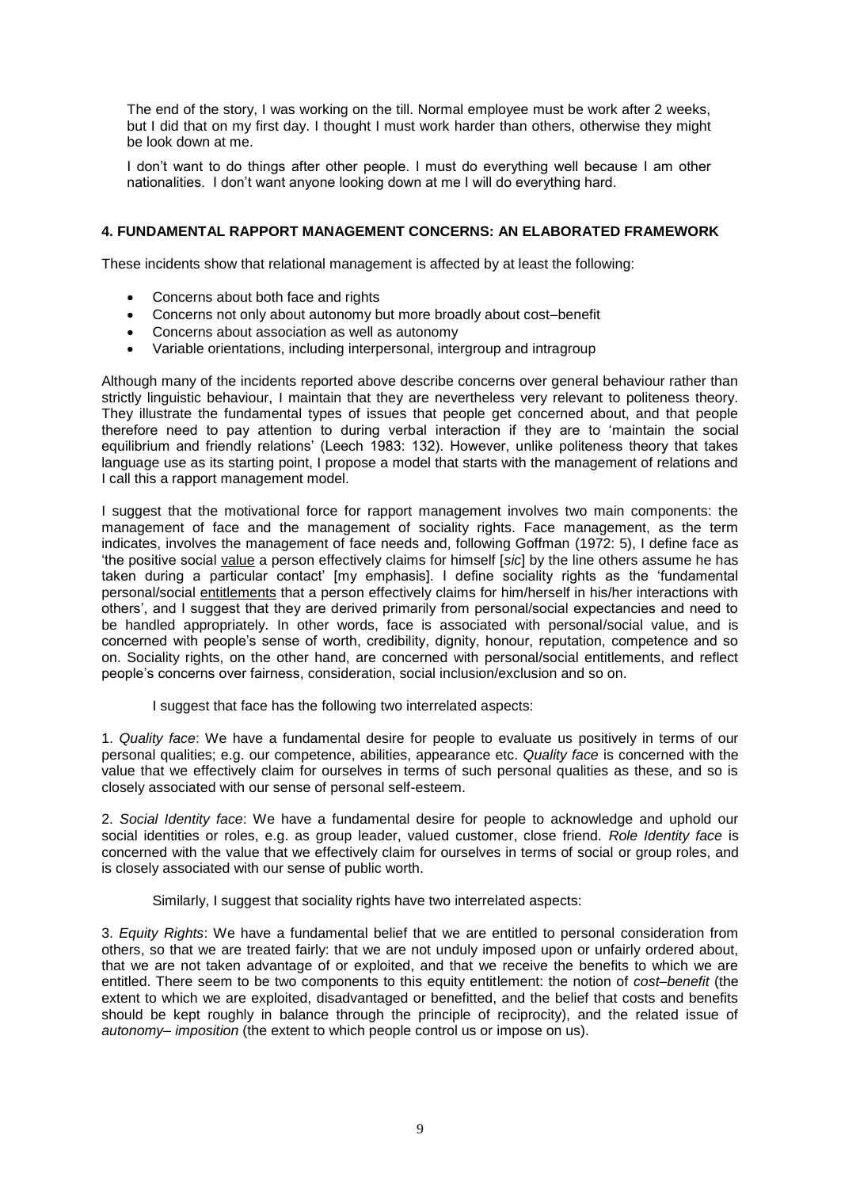The end of the story, I was working on the till. Normal employee must be work after 2 weeks, but I did that on my first day. I thought I must work harder than others, otherwise they might be look down at me.

I don't want to do things after other people. I must do everything well because I am other nationalities. I don't want anyone looking down at me I will do everything hard.

## 4. FUNDAMENTAL RAPPORT MANAGEMENT CONCERNS: AN ELABORATED FRAMEWORK

These incidents show that relational management is affected by at least the following:

- Concerns about both face and rights
- Concerns not only about autonomy but more broadly about cost–benefit
- Concerns about association as well as autonomy
- Variable orientations, including interpersonal, intergroup and intragroup

Although many of the incidents reported above describe concerns over general behaviour rather than strictly linguistic behaviour, I maintain that they are nevertheless very relevant to politeness theory. They illustrate the fundamental types of issues that people get concerned about, and that people therefore need to pay attention to during verbal interaction if they are to 'maintain the social equilibrium and friendly relations' (Leech 1983: 132). However, unlike politeness theory that takes language use as its starting point, I propose a model that starts with the management of relations and I call this a rapport management model.

I suggest that the motivational force for rapport management involves two main components: the management of face and the management of sociality rights. Face management, as the term indicates, involves the management of face needs and, following Goffman (1972: 5), I define face as 'the positive social value a person effectively claims for himself [*sic*] by the line others assume he has taken during a particular contact' [my emphasis]. I define sociality rights as the 'fundamental personal/social entitlements that a person effectively claims for him/herself in his/her interactions with others', and I suggest that they are derived primarily from personal/social expectancies and need to be handled appropriately. In other words, face is associated with personal/social value, and is concerned with people's sense of worth, credibility, dignity, honour, reputation, competence and so on. Sociality rights, on the other hand, are concerned with personal/social entitlements, and reflect people's concerns over fairness, consideration, social inclusion/exclusion and so on.

I suggest that face has the following two interrelated aspects:

1. *Quality face*: We have a fundamental desire for people to evaluate us positively in terms of our personal qualities; e.g. our competence, abilities, appearance etc. *Quality face* is concerned with the value that we effectively claim for ourselves in terms of such personal qualities as these, and so is closely associated with our sense of personal self-esteem.

2. *Social Identity face*: We have a fundamental desire for people to acknowledge and uphold our social identities or roles, e.g. as group leader, valued customer, close friend. *Role Identity face* is concerned with the value that we effectively claim for ourselves in terms of social or group roles, and is closely associated with our sense of public worth.

Similarly, I suggest that sociality rights have two interrelated aspects:

3. *Equity Rights*: We have a fundamental belief that we are entitled to personal consideration from others, so that we are treated fairly: that we are not unduly imposed upon or unfairly ordered about, that we are not taken advantage of or exploited, and that we receive the benefits to which we are entitled. There seem to be two components to this equity entitlement: the notion of *cost–benefit* (the extent to which we are exploited, disadvantaged or benefitted, and the belief that costs and benefits should be kept roughly in balance through the principle of reciprocity), and the related issue of *autonomy– imposition* (the extent to which people control us or impose on us).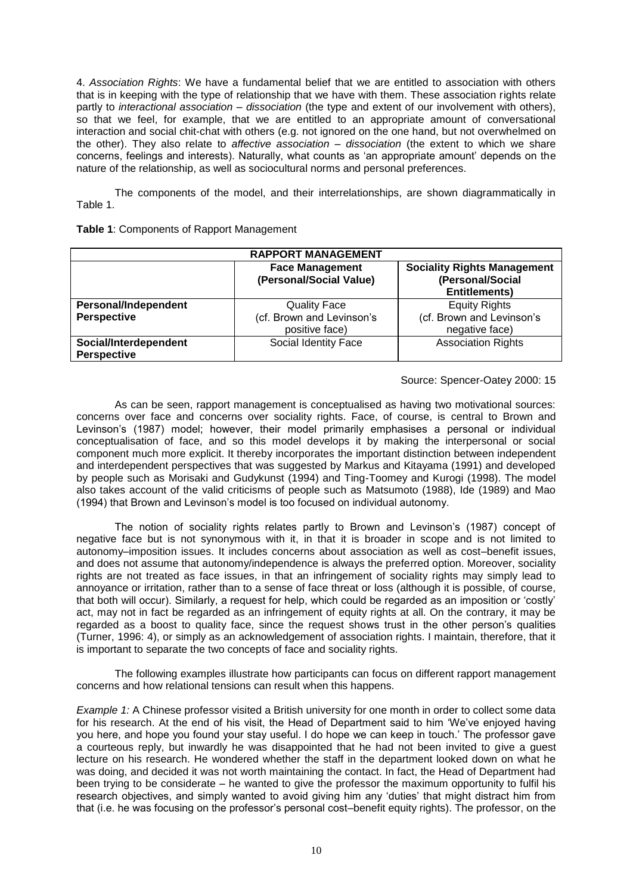4. *Association Rights*: We have a fundamental belief that we are entitled to association with others that is in keeping with the type of relationship that we have with them. These association rights relate partly to *interactional association – dissociation* (the type and extent of our involvement with others), so that we feel, for example, that we are entitled to an appropriate amount of conversational interaction and social chit-chat with others (e.g. not ignored on the one hand, but not overwhelmed on the other). They also relate to *affective association – dissociation* (the extent to which we share concerns, feelings and interests). Naturally, what counts as 'an appropriate amount' depends on the nature of the relationship, as well as sociocultural norms and personal preferences.

The components of the model, and their interrelationships, are shown diagrammatically in Table 1.

**Table 1**: Components of Rapport Management

| **RAPPORT MANAGEMENT** | | |
|---|---|---|
| | **Face Management (Personal/Social Value)** | **Sociality Rights Management (Personal/Social Entitlements)** |
| **Personal/Independent Perspective** | Quality Face (cf. Brown and Levinson's positive face) | Equity Rights (cf. Brown and Levinson's negative face) |
| **Social/Interdependent Perspective** | Social Identity Face | Association Rights |

Source: Spencer-Oatey 2000: 15

As can be seen, rapport management is conceptualised as having two motivational sources: concerns over face and concerns over sociality rights. Face, of course, is central to Brown and Levinson's (1987) model; however, their model primarily emphasises a personal or individual conceptualisation of face, and so this model develops it by making the interpersonal or social component much more explicit. It thereby incorporates the important distinction between independent and interdependent perspectives that was suggested by Markus and Kitayama (1991) and developed by people such as Morisaki and Gudykunst (1994) and Ting-Toomey and Kurogi (1998). The model also takes account of the valid criticisms of people such as Matsumoto (1988), Ide (1989) and Mao (1994) that Brown and Levinson's model is too focused on individual autonomy.

The notion of sociality rights relates partly to Brown and Levinson's (1987) concept of negative face but is not synonymous with it, in that it is broader in scope and is not limited to autonomy–imposition issues. It includes concerns about association as well as cost–benefit issues, and does not assume that autonomy/independence is always the preferred option. Moreover, sociality rights are not treated as face issues, in that an infringement of sociality rights may simply lead to annoyance or irritation, rather than to a sense of face threat or loss (although it is possible, of course, that both will occur). Similarly, a request for help, which could be regarded as an imposition or 'costly' act, may not in fact be regarded as an infringement of equity rights at all. On the contrary, it may be regarded as a boost to quality face, since the request shows trust in the other person's qualities (Turner, 1996: 4), or simply as an acknowledgement of association rights. I maintain, therefore, that it is important to separate the two concepts of face and sociality rights.

The following examples illustrate how participants can focus on different rapport management concerns and how relational tensions can result when this happens.

*Example 1:* A Chinese professor visited a British university for one month in order to collect some data for his research. At the end of his visit, the Head of Department said to him 'We've enjoyed having you here, and hope you found your stay useful. I do hope we can keep in touch.' The professor gave a courteous reply, but inwardly he was disappointed that he had not been invited to give a guest lecture on his research. He wondered whether the staff in the department looked down on what he was doing, and decided it was not worth maintaining the contact. In fact, the Head of Department had been trying to be considerate – he wanted to give the professor the maximum opportunity to fulfil his research objectives, and simply wanted to avoid giving him any 'duties' that might distract him from that (i.e. he was focusing on the professor's personal cost–benefit equity rights). The professor, on the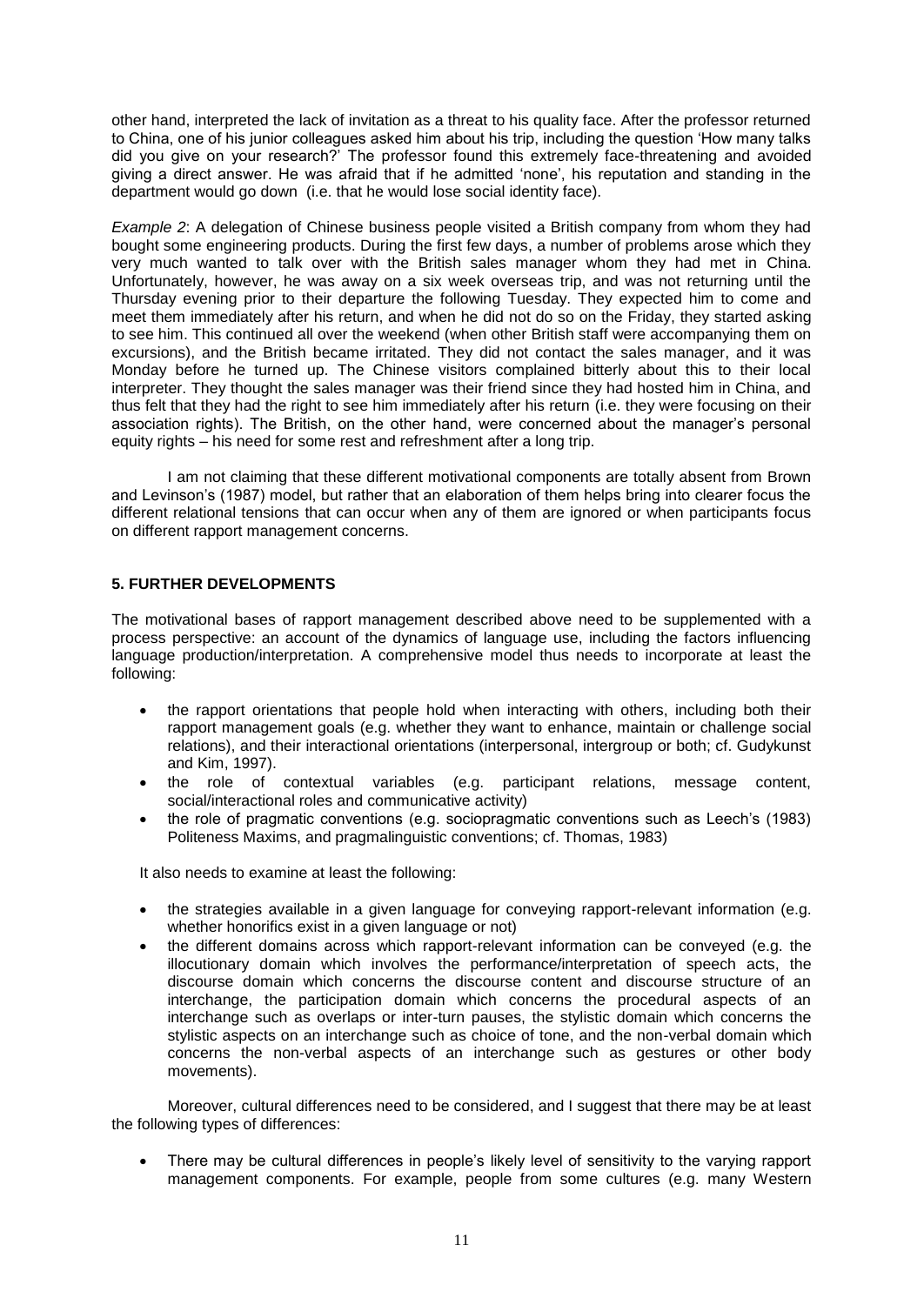other hand, interpreted the lack of invitation as a threat to his quality face. After the professor returned to China, one of his junior colleagues asked him about his trip, including the question 'How many talks did you give on your research?' The professor found this extremely face-threatening and avoided giving a direct answer. He was afraid that if he admitted 'none', his reputation and standing in the department would go down (i.e. that he would lose social identity face).

*Example 2*: A delegation of Chinese business people visited a British company from whom they had bought some engineering products. During the first few days, a number of problems arose which they very much wanted to talk over with the British sales manager whom they had met in China. Unfortunately, however, he was away on a six week overseas trip, and was not returning until the Thursday evening prior to their departure the following Tuesday. They expected him to come and meet them immediately after his return, and when he did not do so on the Friday, they started asking to see him. This continued all over the weekend (when other British staff were accompanying them on excursions), and the British became irritated. They did not contact the sales manager, and it was Monday before he turned up. The Chinese visitors complained bitterly about this to their local interpreter. They thought the sales manager was their friend since they had hosted him in China, and thus felt that they had the right to see him immediately after his return (i.e. they were focusing on their association rights). The British, on the other hand, were concerned about the manager's personal equity rights – his need for some rest and refreshment after a long trip.

I am not claiming that these different motivational components are totally absent from Brown and Levinson's (1987) model, but rather that an elaboration of them helps bring into clearer focus the different relational tensions that can occur when any of them are ignored or when participants focus on different rapport management concerns.

## 5. FURTHER DEVELOPMENTS

The motivational bases of rapport management described above need to be supplemented with a process perspective: an account of the dynamics of language use, including the factors influencing language production/interpretation. A comprehensive model thus needs to incorporate at least the following:

- the rapport orientations that people hold when interacting with others, including both their rapport management goals (e.g. whether they want to enhance, maintain or challenge social relations), and their interactional orientations (interpersonal, intergroup or both; cf. Gudykunst and Kim, 1997).
- the role of contextual variables (e.g. participant relations, message content, social/interactional roles and communicative activity)
- the role of pragmatic conventions (e.g. sociopragmatic conventions such as Leech's (1983) Politeness Maxims, and pragmalinguistic conventions; cf. Thomas, 1983)

It also needs to examine at least the following:

- the strategies available in a given language for conveying rapport-relevant information (e.g. whether honorifics exist in a given language or not)
- the different domains across which rapport-relevant information can be conveyed (e.g. the illocutionary domain which involves the performance/interpretation of speech acts, the discourse domain which concerns the discourse content and discourse structure of an interchange, the participation domain which concerns the procedural aspects of an interchange such as overlaps or inter-turn pauses, the stylistic domain which concerns the stylistic aspects on an interchange such as choice of tone, and the non-verbal domain which concerns the non-verbal aspects of an interchange such as gestures or other body movements).

Moreover, cultural differences need to be considered, and I suggest that there may be at least the following types of differences:

- There may be cultural differences in people's likely level of sensitivity to the varying rapport management components. For example, people from some cultures (e.g. many Western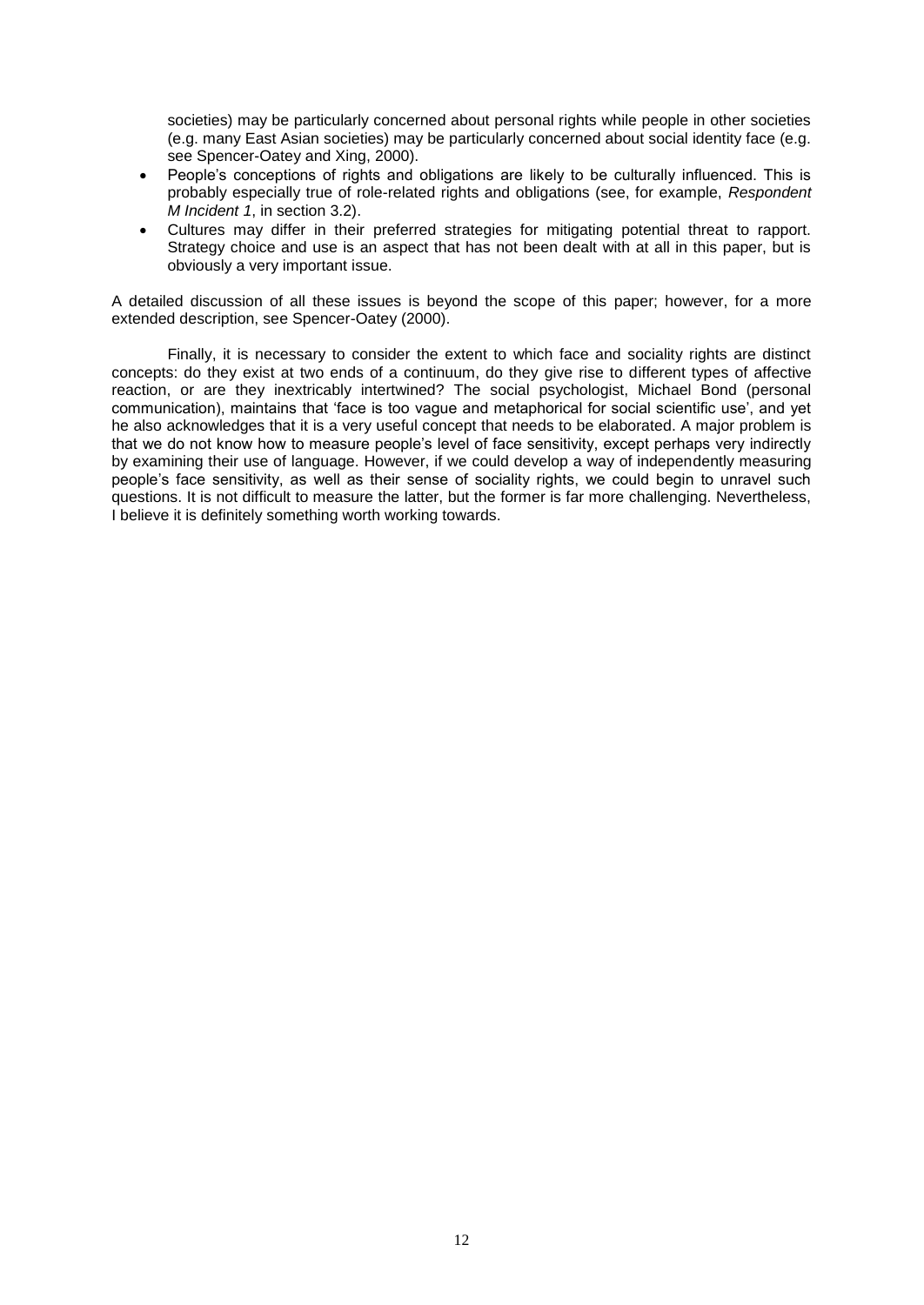societies) may be particularly concerned about personal rights while people in other societies (e.g. many East Asian societies) may be particularly concerned about social identity face (e.g. see Spencer-Oatey and Xing, 2000).

- People's conceptions of rights and obligations are likely to be culturally influenced. This is probably especially true of role-related rights and obligations (see, for example, *Respondent M Incident 1*, in section 3.2).
- Cultures may differ in their preferred strategies for mitigating potential threat to rapport. Strategy choice and use is an aspect that has not been dealt with at all in this paper, but is obviously a very important issue.

A detailed discussion of all these issues is beyond the scope of this paper; however, for a more extended description, see Spencer-Oatey (2000).

Finally, it is necessary to consider the extent to which face and sociality rights are distinct concepts: do they exist at two ends of a continuum, do they give rise to different types of affective reaction, or are they inextricably intertwined? The social psychologist, Michael Bond (personal communication), maintains that 'face is too vague and metaphorical for social scientific use', and yet he also acknowledges that it is a very useful concept that needs to be elaborated. A major problem is that we do not know how to measure people's level of face sensitivity, except perhaps very indirectly by examining their use of language. However, if we could develop a way of independently measuring people's face sensitivity, as well as their sense of sociality rights, we could begin to unravel such questions. It is not difficult to measure the latter, but the former is far more challenging. Nevertheless, I believe it is definitely something worth working towards.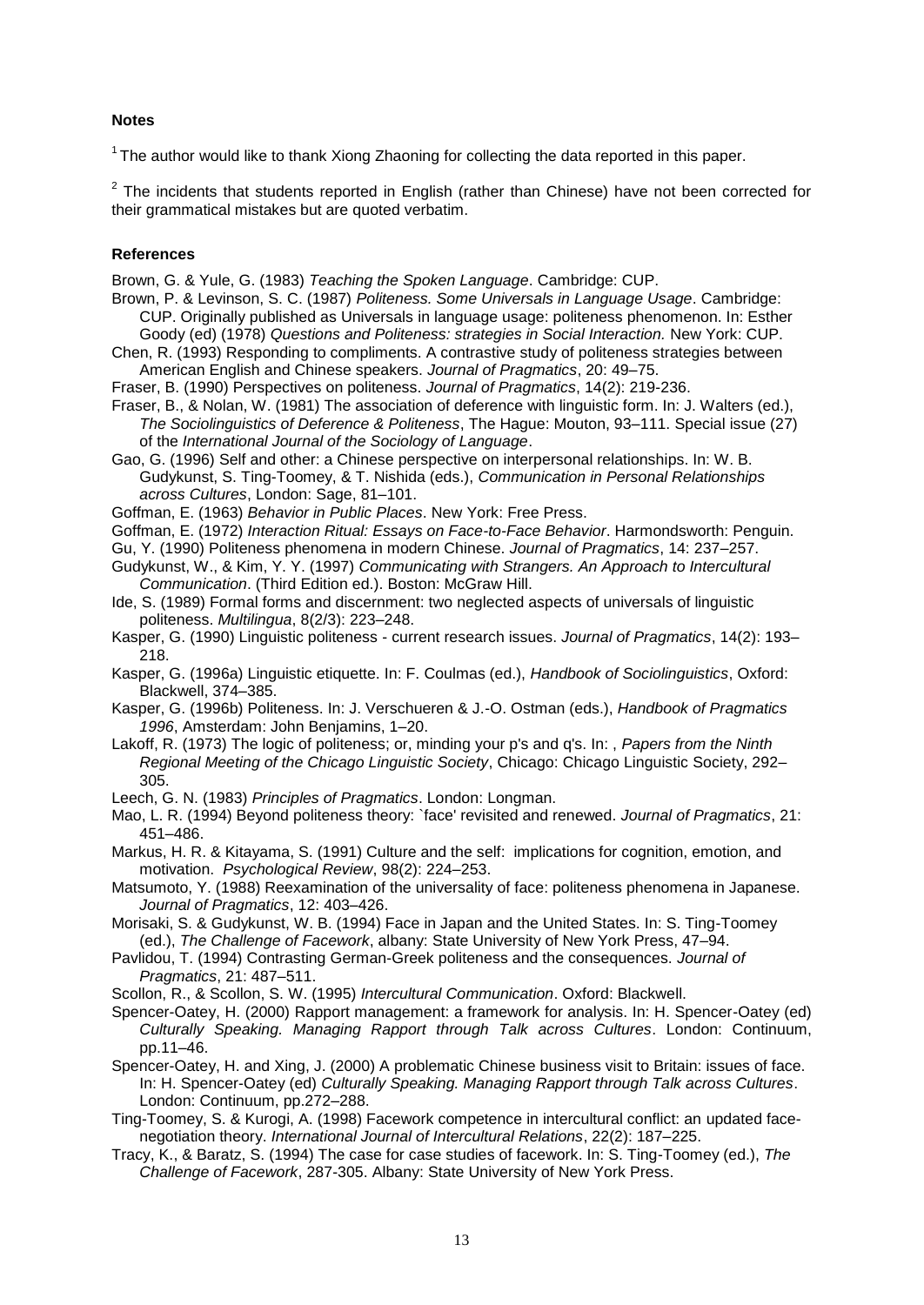**Notes**

[1] The author would like to thank Xiong Zhaoning for collecting the data reported in this paper.

[2] The incidents that students reported in English (rather than Chinese) have not been corrected for their grammatical mistakes but are quoted verbatim.

**References**

Brown, G. & Yule, G. (1983) *Teaching the Spoken Language*. Cambridge: CUP.

Brown, P. & Levinson, S. C. (1987) *Politeness. Some Universals in Language Usage*. Cambridge: CUP. Originally published as Universals in language usage: politeness phenomenon. In: Esther Goody (ed) (1978) *Questions and Politeness: strategies in Social Interaction.* New York: CUP.

Chen, R. (1993) Responding to compliments. A contrastive study of politeness strategies between American English and Chinese speakers. *Journal of Pragmatics*, 20: 49–75.

Fraser, B. (1990) Perspectives on politeness. *Journal of Pragmatics*, 14(2): 219-236.

Fraser, B., & Nolan, W. (1981) The association of deference with linguistic form. In: J. Walters (ed.), *The Sociolinguistics of Deference & Politeness*, The Hague: Mouton, 93–111. Special issue (27) of the *International Journal of the Sociology of Language*.

Gao, G. (1996) Self and other: a Chinese perspective on interpersonal relationships. In: W. B. Gudykunst, S. Ting-Toomey, & T. Nishida (eds.), *Communication in Personal Relationships across Cultures*, London: Sage, 81–101.

Goffman, E. (1963) *Behavior in Public Places*. New York: Free Press.

Goffman, E. (1972) *Interaction Ritual: Essays on Face-to-Face Behavior*. Harmondsworth: Penguin.

Gu, Y. (1990) Politeness phenomena in modern Chinese. *Journal of Pragmatics*, 14: 237–257.

Gudykunst, W., & Kim, Y. Y. (1997) *Communicating with Strangers. An Approach to Intercultural Communication*. (Third Edition ed.). Boston: McGraw Hill.

Ide, S. (1989) Formal forms and discernment: two neglected aspects of universals of linguistic politeness. *Multilingua*, 8(2/3): 223–248.

Kasper, G. (1990) Linguistic politeness - current research issues. *Journal of Pragmatics*, 14(2): 193–218.

Kasper, G. (1996a) Linguistic etiquette. In: F. Coulmas (ed.), *Handbook of Sociolinguistics*, Oxford: Blackwell, 374–385.

Kasper, G. (1996b) Politeness. In: J. Verschueren & J.-O. Ostman (eds.), *Handbook of Pragmatics 1996*, Amsterdam: John Benjamins, 1–20.

Lakoff, R. (1973) The logic of politeness; or, minding your p's and q's. In: , *Papers from the Ninth Regional Meeting of the Chicago Linguistic Society*, Chicago: Chicago Linguistic Society, 292–305.

Leech, G. N. (1983) *Principles of Pragmatics*. London: Longman.

Mao, L. R. (1994) Beyond politeness theory: `face' revisited and renewed. *Journal of Pragmatics*, 21: 451–486.

Markus, H. R. & Kitayama, S. (1991) Culture and the self: implications for cognition, emotion, and motivation. *Psychological Review*, 98(2): 224–253.

Matsumoto, Y. (1988) Reexamination of the universality of face: politeness phenomena in Japanese. *Journal of Pragmatics*, 12: 403–426.

Morisaki, S. & Gudykunst, W. B. (1994) Face in Japan and the United States. In: S. Ting-Toomey (ed.), *The Challenge of Facework*, albany: State University of New York Press, 47–94.

Pavlidou, T. (1994) Contrasting German-Greek politeness and the consequences. *Journal of Pragmatics*, 21: 487–511.

Scollon, R., & Scollon, S. W. (1995) *Intercultural Communication*. Oxford: Blackwell.

Spencer-Oatey, H. (2000) Rapport management: a framework for analysis. In: H. Spencer-Oatey (ed) *Culturally Speaking. Managing Rapport through Talk across Cultures*. London: Continuum, pp.11–46.

Spencer-Oatey, H. and Xing, J. (2000) A problematic Chinese business visit to Britain: issues of face. In: H. Spencer-Oatey (ed) *Culturally Speaking. Managing Rapport through Talk across Cultures*. London: Continuum, pp.272–288.

Ting-Toomey, S. & Kurogi, A. (1998) Facework competence in intercultural conflict: an updated face-negotiation theory. *International Journal of Intercultural Relations*, 22(2): 187–225.

Tracy, K., & Baratz, S. (1994) The case for case studies of facework. In: S. Ting-Toomey (ed.), *The Challenge of Facework*, 287-305. Albany: State University of New York Press.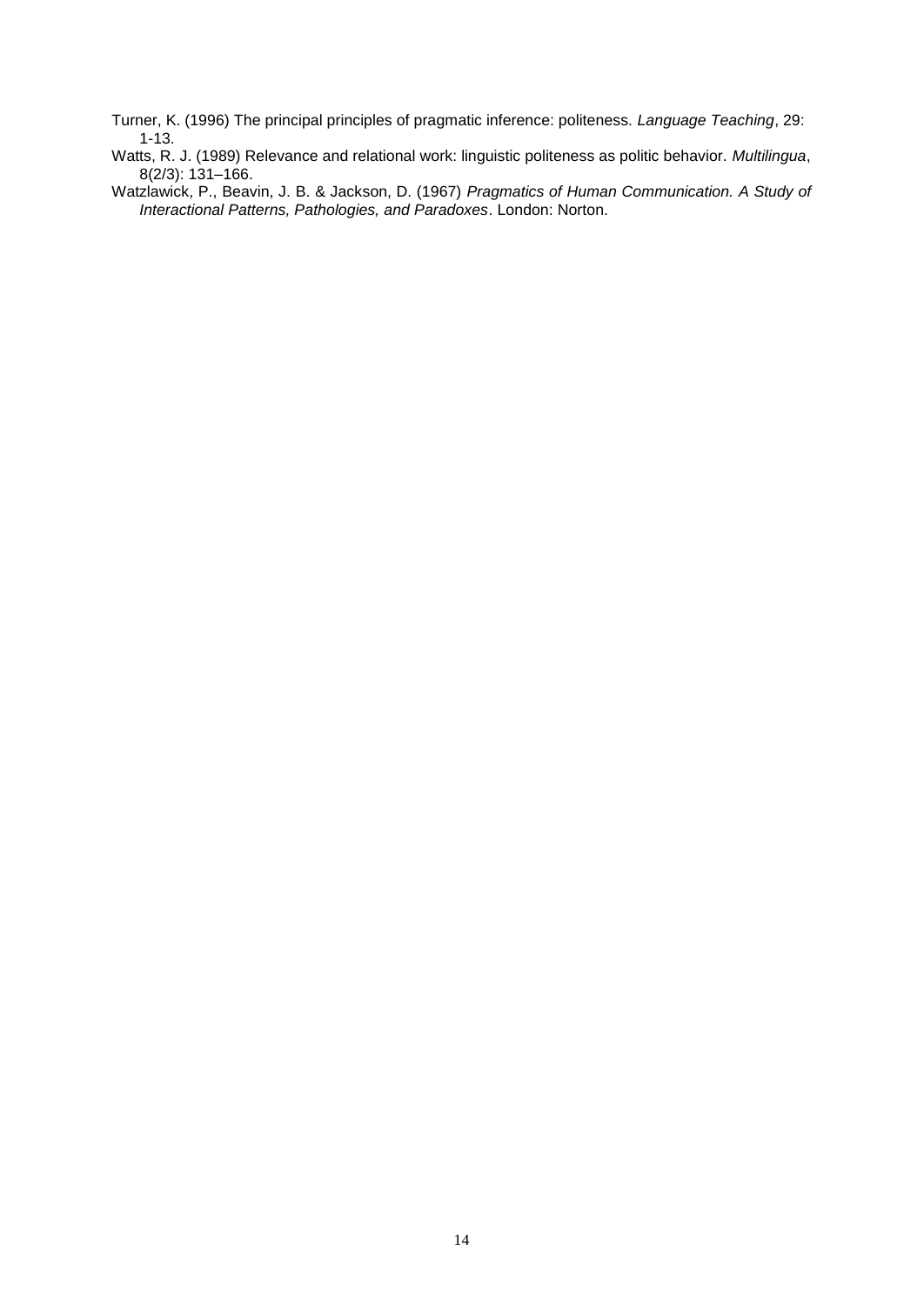Turner, K. (1996) The principal principles of pragmatic inference: politeness. *Language Teaching*, 29: 1-13.

Watts, R. J. (1989) Relevance and relational work: linguistic politeness as politic behavior. *Multilingua*, 8(2/3): 131–166.

Watzlawick, P., Beavin, J. B. & Jackson, D. (1967) *Pragmatics of Human Communication. A Study of Interactional Patterns, Pathologies, and Paradoxes*. London: Norton.